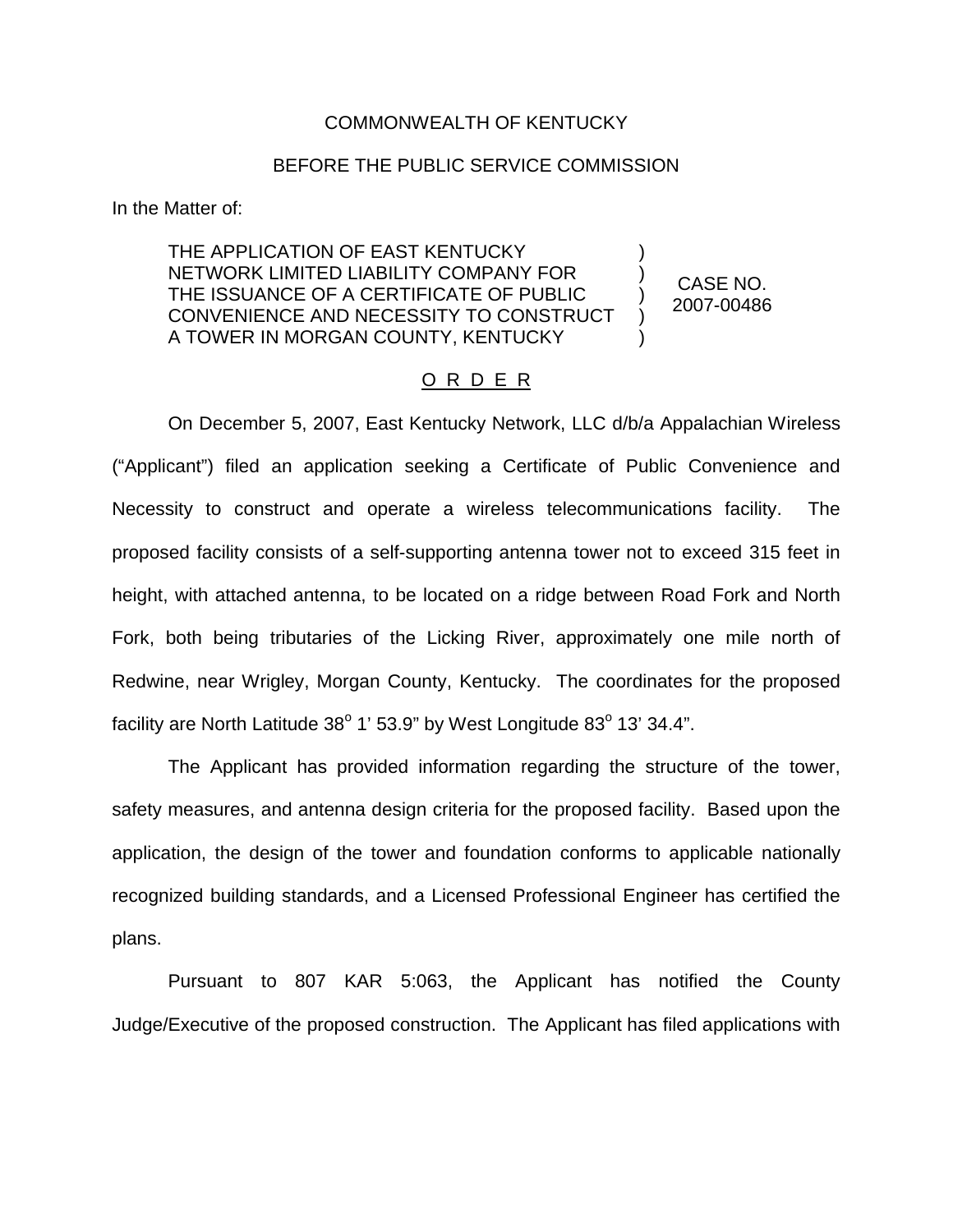COMMONWEALTH OF KENTUCKY

BEFORE THE PUBLIC SERVICE COMMISSION

In the Matter of:

| | | |
|---|---|---|
| THE APPLICATION OF EAST KENTUCKY NETWORK LIMITED LIABILITY COMPANY FOR THE ISSUANCE OF A CERTIFICATE OF PUBLIC CONVENIENCE AND NECESSITY TO CONSTRUCT A TOWER IN MORGAN COUNTY, KENTUCKY | ) ) ) ) ) | CASE NO. 2007-00486 |

O R D E R

On December 5, 2007, East Kentucky Network, LLC d/b/a Appalachian Wireless ("Applicant") filed an application seeking a Certificate of Public Convenience and Necessity to construct and operate a wireless telecommunications facility. The proposed facility consists of a self-supporting antenna tower not to exceed 315 feet in height, with attached antenna, to be located on a ridge between Road Fork and North Fork, both being tributaries of the Licking River, approximately one mile north of Redwine, near Wrigley, Morgan County, Kentucky. The coordinates for the proposed facility are North Latitude 38° 1' 53.9" by West Longitude 83° 13' 34.4".

The Applicant has provided information regarding the structure of the tower, safety measures, and antenna design criteria for the proposed facility. Based upon the application, the design of the tower and foundation conforms to applicable nationally recognized building standards, and a Licensed Professional Engineer has certified the plans.

Pursuant to 807 KAR 5:063, the Applicant has notified the County Judge/Executive of the proposed construction. The Applicant has filed applications with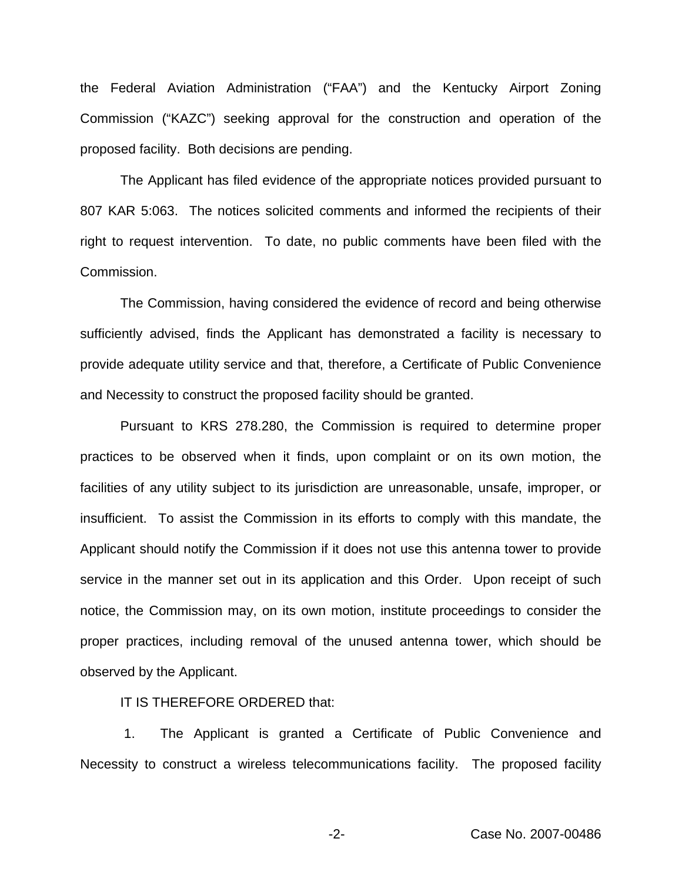the Federal Aviation Administration ("FAA") and the Kentucky Airport Zoning Commission ("KAZC") seeking approval for the construction and operation of the proposed facility. Both decisions are pending.

The Applicant has filed evidence of the appropriate notices provided pursuant to 807 KAR 5:063. The notices solicited comments and informed the recipients of their right to request intervention. To date, no public comments have been filed with the Commission.

The Commission, having considered the evidence of record and being otherwise sufficiently advised, finds the Applicant has demonstrated a facility is necessary to provide adequate utility service and that, therefore, a Certificate of Public Convenience and Necessity to construct the proposed facility should be granted.

Pursuant to KRS 278.280, the Commission is required to determine proper practices to be observed when it finds, upon complaint or on its own motion, the facilities of any utility subject to its jurisdiction are unreasonable, unsafe, improper, or insufficient. To assist the Commission in its efforts to comply with this mandate, the Applicant should notify the Commission if it does not use this antenna tower to provide service in the manner set out in its application and this Order. Upon receipt of such notice, the Commission may, on its own motion, institute proceedings to consider the proper practices, including removal of the unused antenna tower, which should be observed by the Applicant.

IT IS THEREFORE ORDERED that:

1. The Applicant is granted a Certificate of Public Convenience and Necessity to construct a wireless telecommunications facility. The proposed facility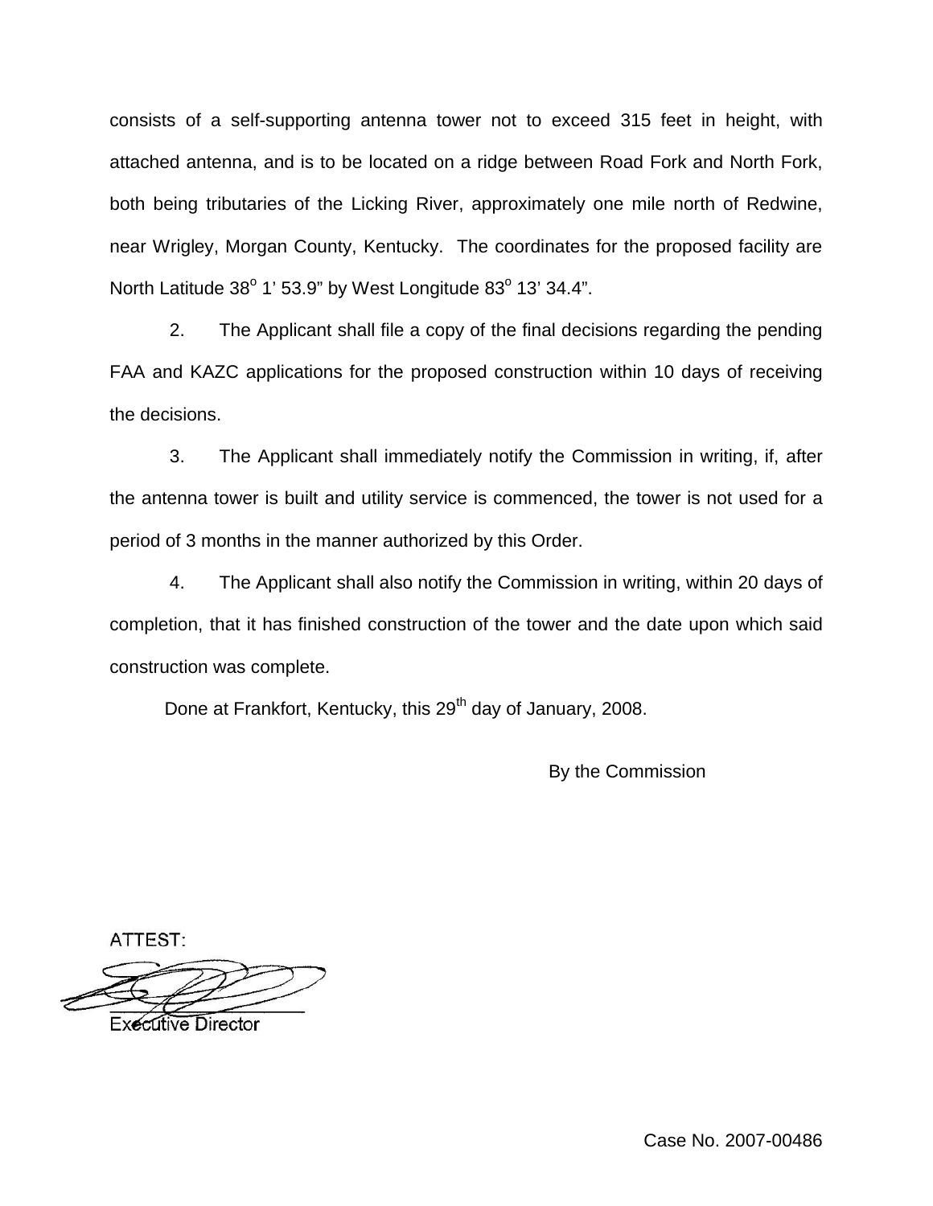consists of a self-supporting antenna tower not to exceed 315 feet in height, with attached antenna, and is to be located on a ridge between Road Fork and North Fork, both being tributaries of the Licking River, approximately one mile north of Redwine, near Wrigley, Morgan County, Kentucky. The coordinates for the proposed facility are North Latitude 38° 1' 53.9" by West Longitude 83° 13' 34.4".

2. The Applicant shall file a copy of the final decisions regarding the pending FAA and KAZC applications for the proposed construction within 10 days of receiving the decisions.

3. The Applicant shall immediately notify the Commission in writing, if, after the antenna tower is built and utility service is commenced, the tower is not used for a period of 3 months in the manner authorized by this Order.

4. The Applicant shall also notify the Commission in writing, within 20 days of completion, that it has finished construction of the tower and the date upon which said construction was complete.

Done at Frankfort, Kentucky, this 29th day of January, 2008.

By the Commission

ATTEST:

Executive Director

Case No. 2007-00486